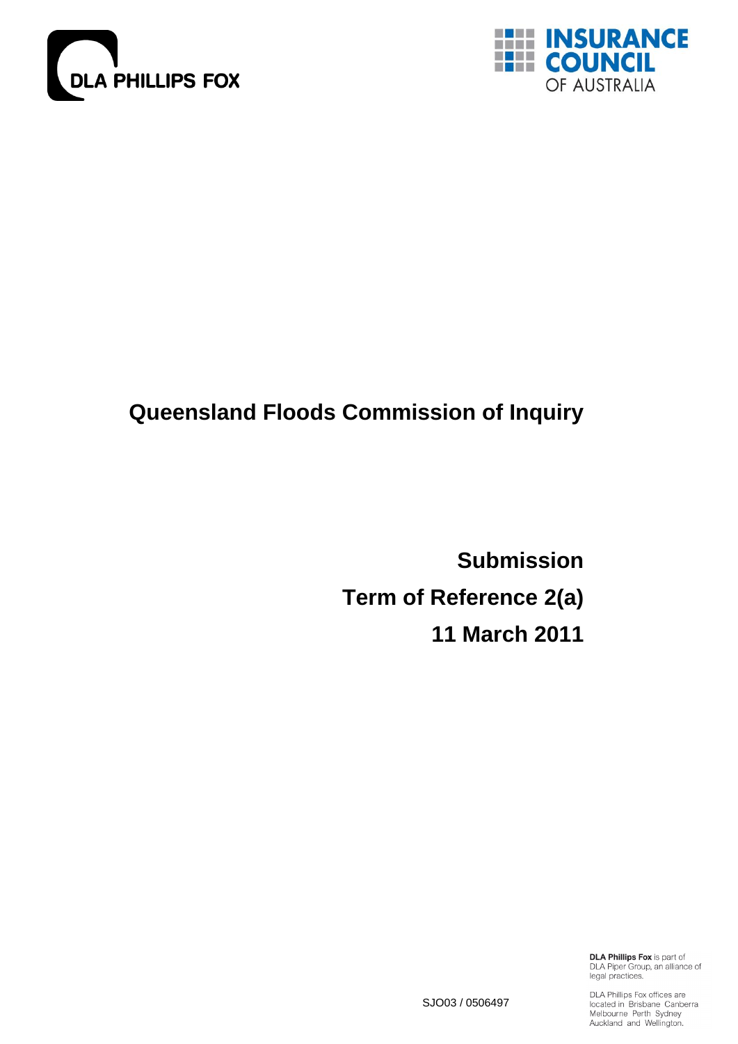DLA PHILLIPS FOX

INSURANCE COUNCIL OF AUSTRALIA

# Queensland Floods Commission of Inquiry

## Submission

## Term of Reference 2(a)

## 11 March 2011

SJO03 / 0506497

**DLA Phillips Fox** is part of DLA Piper Group, an alliance of legal practices.

DLA Phillips Fox offices are located in Brisbane Canberra Melbourne Perth Sydney Auckland and Wellington.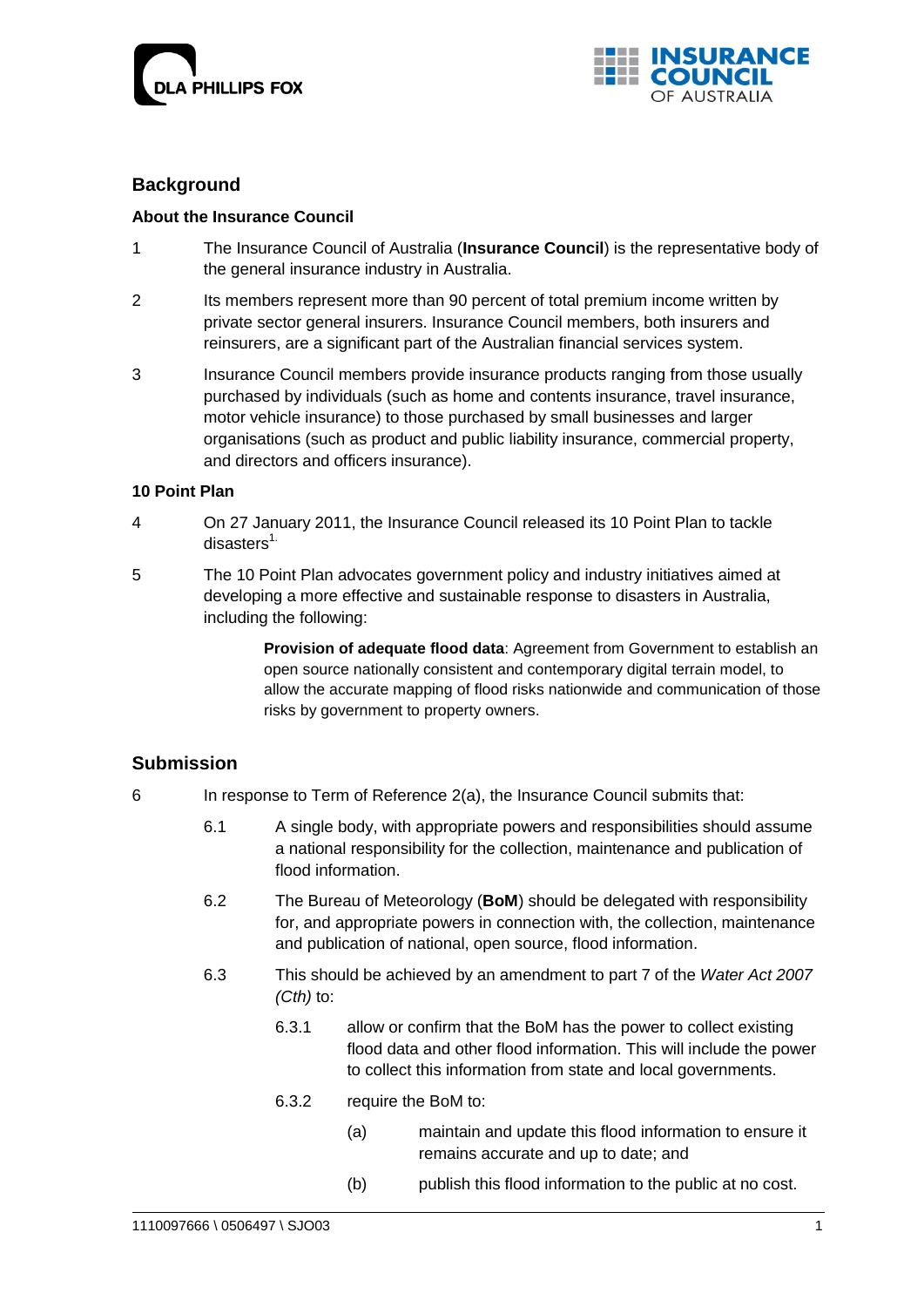## Background

### About the Insurance Council

1 The Insurance Council of Australia (**Insurance Council**) is the representative body of the general insurance industry in Australia.

2 Its members represent more than 90 percent of total premium income written by private sector general insurers. Insurance Council members, both insurers and reinsurers, are a significant part of the Australian financial services system.

3 Insurance Council members provide insurance products ranging from those usually purchased by individuals (such as home and contents insurance, travel insurance, motor vehicle insurance) to those purchased by small businesses and larger organisations (such as product and public liability insurance, commercial property, and directors and officers insurance).

### 10 Point Plan

4 On 27 January 2011, the Insurance Council released its 10 Point Plan to tackle disasters[1].

5 The 10 Point Plan advocates government policy and industry initiatives aimed at developing a more effective and sustainable response to disasters in Australia, including the following:

> **Provision of adequate flood data**: Agreement from Government to establish an open source nationally consistent and contemporary digital terrain model, to allow the accurate mapping of flood risks nationwide and communication of those risks by government to property owners.

## Submission

6 In response to Term of Reference 2(a), the Insurance Council submits that:

6.1 A single body, with appropriate powers and responsibilities should assume a national responsibility for the collection, maintenance and publication of flood information.

6.2 The Bureau of Meteorology (**BoM**) should be delegated with responsibility for, and appropriate powers in connection with, the collection, maintenance and publication of national, open source, flood information.

6.3 This should be achieved by an amendment to part 7 of the *Water Act 2007 (Cth)* to:

6.3.1 allow or confirm that the BoM has the power to collect existing flood data and other flood information. This will include the power to collect this information from state and local governments.

6.3.2 require the BoM to:

(a) maintain and update this flood information to ensure it remains accurate and up to date; and

(b) publish this flood information to the public at no cost.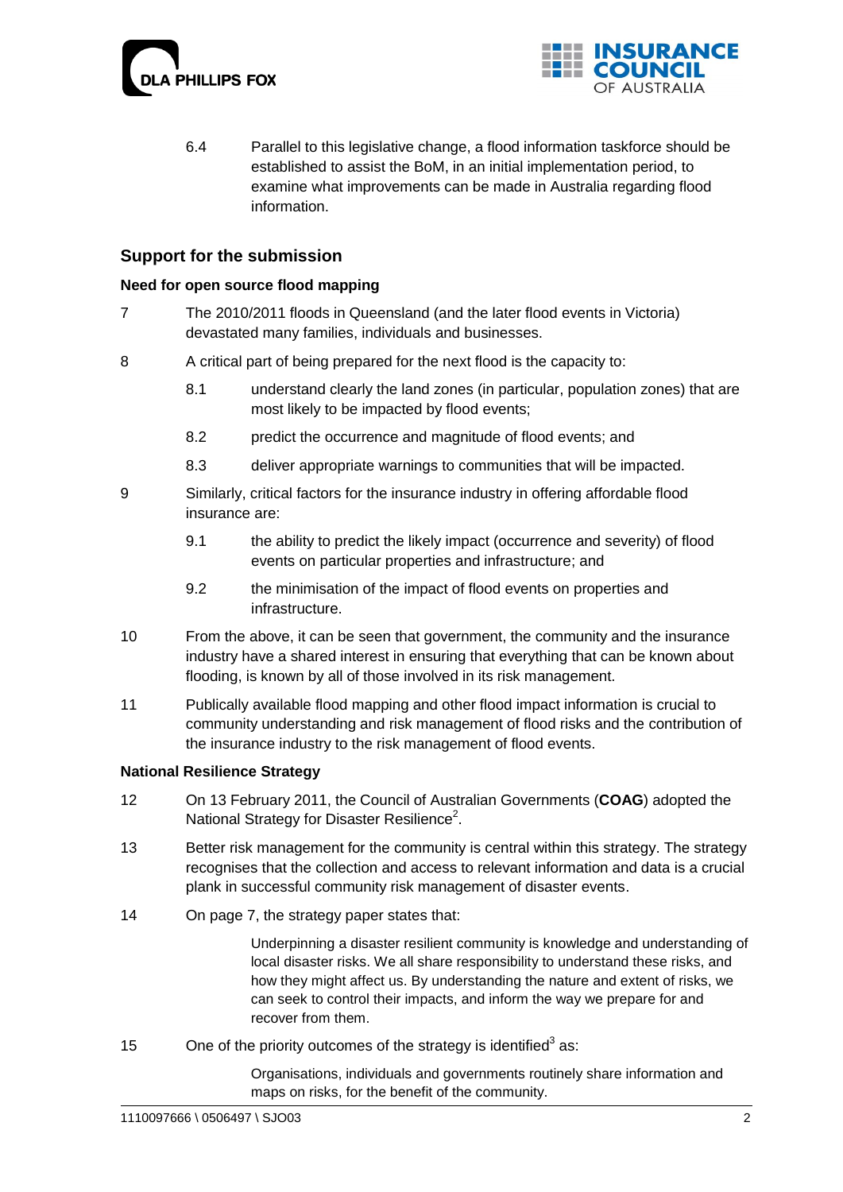6.4 Parallel to this legislative change, a flood information taskforce should be established to assist the BoM, in an initial implementation period, to examine what improvements can be made in Australia regarding flood information.

## Support for the submission

### Need for open source flood mapping

7 The 2010/2011 floods in Queensland (and the later flood events in Victoria) devastated many families, individuals and businesses.

8 A critical part of being prepared for the next flood is the capacity to:

8.1 understand clearly the land zones (in particular, population zones) that are most likely to be impacted by flood events;

8.2 predict the occurrence and magnitude of flood events; and

8.3 deliver appropriate warnings to communities that will be impacted.

9 Similarly, critical factors for the insurance industry in offering affordable flood insurance are:

9.1 the ability to predict the likely impact (occurrence and severity) of flood events on particular properties and infrastructure; and

9.2 the minimisation of the impact of flood events on properties and infrastructure.

10 From the above, it can be seen that government, the community and the insurance industry have a shared interest in ensuring that everything that can be known about flooding, is known by all of those involved in its risk management.

11 Publically available flood mapping and other flood impact information is crucial to community understanding and risk management of flood risks and the contribution of the insurance industry to the risk management of flood events.

### National Resilience Strategy

12 On 13 February 2011, the Council of Australian Governments (**COAG**) adopted the National Strategy for Disaster Resilience[2].

13 Better risk management for the community is central within this strategy. The strategy recognises that the collection and access to relevant information and data is a crucial plank in successful community risk management of disaster events.

14 On page 7, the strategy paper states that:

> Underpinning a disaster resilient community is knowledge and understanding of local disaster risks. We all share responsibility to understand these risks, and how they might affect us. By understanding the nature and extent of risks, we can seek to control their impacts, and inform the way we prepare for and recover from them.

15 One of the priority outcomes of the strategy is identified[3] as:

> Organisations, individuals and governments routinely share information and maps on risks, for the benefit of the community.

1110097666 \ 0506497 \ SJO03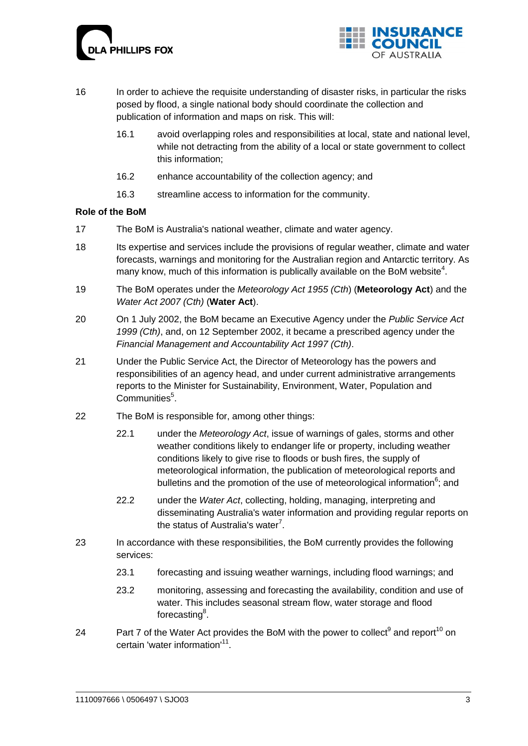16 In order to achieve the requisite understanding of disaster risks, in particular the risks posed by flood, a single national body should coordinate the collection and publication of information and maps on risk. This will:

16.1 avoid overlapping roles and responsibilities at local, state and national level, while not detracting from the ability of a local or state government to collect this information;

16.2 enhance accountability of the collection agency; and

16.3 streamline access to information for the community.

**Role of the BoM**

17 The BoM is Australia's national weather, climate and water agency.

18 Its expertise and services include the provisions of regular weather, climate and water forecasts, warnings and monitoring for the Australian region and Antarctic territory. As many know, much of this information is publically available on the BoM website[4].

19 The BoM operates under the *Meteorology Act 1955 (Cth*) (**Meteorology Act**) and the *Water Act 2007 (Cth)* (**Water Act**).

20 On 1 July 2002, the BoM became an Executive Agency under the *Public Service Act 1999 (Cth)*, and, on 12 September 2002, it became a prescribed agency under the *Financial Management and Accountability Act 1997 (Cth)*.

21 Under the Public Service Act, the Director of Meteorology has the powers and responsibilities of an agency head, and under current administrative arrangements reports to the Minister for Sustainability, Environment, Water, Population and Communities[5].

22 The BoM is responsible for, among other things:

22.1 under the *Meteorology Act*, issue of warnings of gales, storms and other weather conditions likely to endanger life or property, including weather conditions likely to give rise to floods or bush fires, the supply of meteorological information, the publication of meteorological reports and bulletins and the promotion of the use of meteorological information[6]; and

22.2 under the *Water Act*, collecting, holding, managing, interpreting and disseminating Australia's water information and providing regular reports on the status of Australia's water[7].

23 In accordance with these responsibilities, the BoM currently provides the following services:

23.1 forecasting and issuing weather warnings, including flood warnings; and

23.2 monitoring, assessing and forecasting the availability, condition and use of water. This includes seasonal stream flow, water storage and flood forecasting[8].

24 Part 7 of the Water Act provides the BoM with the power to collect[9] and report[10] on certain 'water information'[11].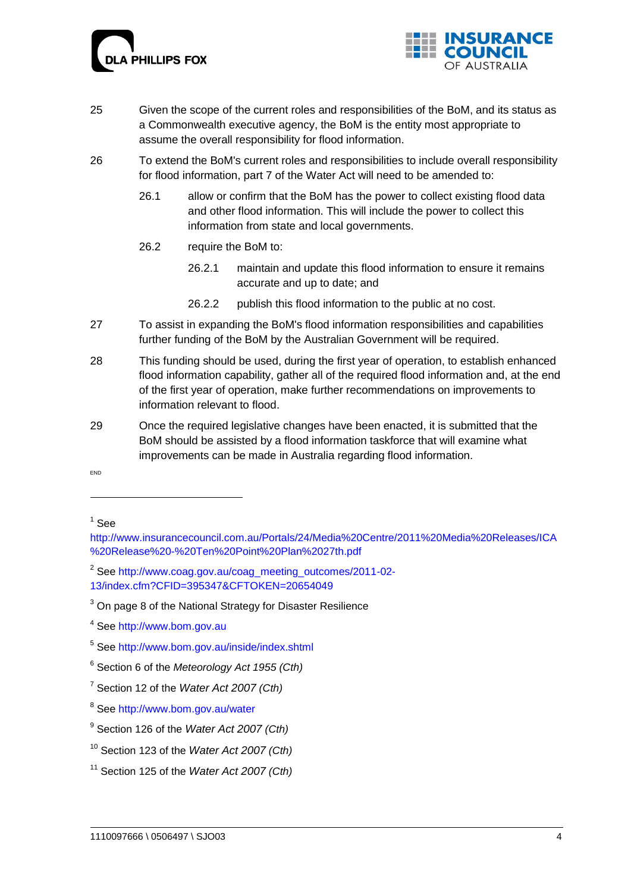25 Given the scope of the current roles and responsibilities of the BoM, and its status as a Commonwealth executive agency, the BoM is the entity most appropriate to assume the overall responsibility for flood information.

26 To extend the BoM's current roles and responsibilities to include overall responsibility for flood information, part 7 of the Water Act will need to be amended to:

- 26.1 allow or confirm that the BoM has the power to collect existing flood data and other flood information. This will include the power to collect this information from state and local governments.
- 26.2 require the BoM to:
  - 26.2.1 maintain and update this flood information to ensure it remains accurate and up to date; and
  - 26.2.2 publish this flood information to the public at no cost.

27 To assist in expanding the BoM's flood information responsibilities and capabilities further funding of the BoM by the Australian Government will be required.

28 This funding should be used, during the first year of operation, to establish enhanced flood information capability, gather all of the required flood information and, at the end of the first year of operation, make further recommendations on improvements to information relevant to flood.

29 Once the required legislative changes have been enacted, it is submitted that the BoM should be assisted by a flood information taskforce that will examine what improvements can be made in Australia regarding flood information.

END

---

[1] See http://www.insurancecouncil.com.au/Portals/24/Media%20Centre/2011%20Media%20Releases/ICA%20Release%20-%20Ten%20Point%20Plan%2027th.pdf

[2] See http://www.coag.gov.au/coag_meeting_outcomes/2011-02-13/index.cfm?CFID=395347&CFTOKEN=20654049

[3] On page 8 of the National Strategy for Disaster Resilience

[4] See http://www.bom.gov.au

[5] See http://www.bom.gov.au/inside/index.shtml

[6] Section 6 of the *Meteorology Act 1955 (Cth)*

[7] Section 12 of the *Water Act 2007 (Cth)*

[8] See http://www.bom.gov.au/water

[9] Section 126 of the *Water Act 2007 (Cth)*

[10] Section 123 of the *Water Act 2007 (Cth)*

[11] Section 125 of the *Water Act 2007 (Cth)*